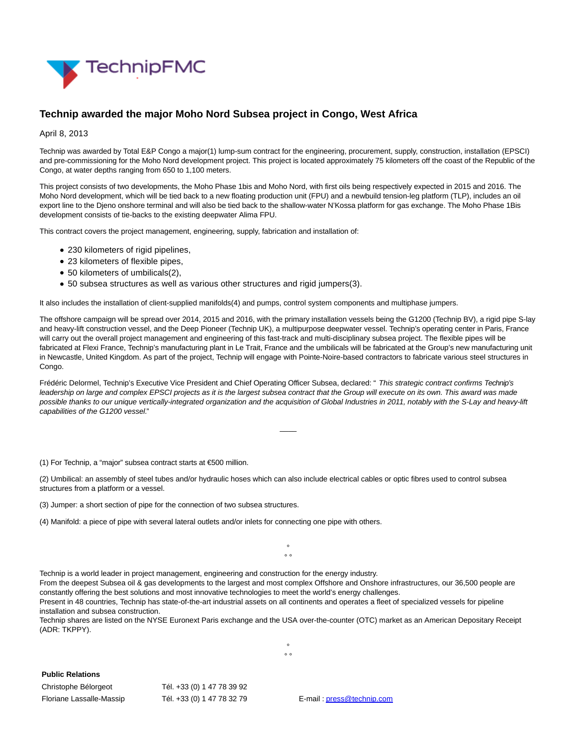# Technip awarded the major Moho Nord Subsea project in Congo, West Africa

April 8, 2013

Technip was awarded by Total E&P Congo a major(1) lump-sum contract for the engineering, procurement, supply, construction, installation (EPSCI) and pre-commissioning for the Moho Nord development project. This project is located approximately 75 kilometers off the coast of the Republic of the Congo, at water depths ranging from 650 to 1,100 meters.

This project consists of two developments, the Moho Phase 1bis and Moho Nord, with first oils being respectively expected in 2015 and 2016. The Moho Nord development, which will be tied back to a new floating production unit (FPU) and a newbuild tension-leg platform (TLP), includes an oil export line to the Djeno onshore terminal and will also be tied back to the shallow-water N'Kossa platform for gas exchange. The Moho Phase 1Bis development consists of tie-backs to the existing deepwater Alima FPU.

This contract covers the project management, engineering, supply, fabrication and installation of:

- 230 kilometers of rigid pipelines,
- 23 kilometers of flexible pipes,
- 50 kilometers of umbilicals(2),
- 50 subsea structures as well as various other structures and rigid jumpers(3).

It also includes the installation of client-supplied manifolds(4) and pumps, control system components and multiphase jumpers.

The offshore campaign will be spread over 2014, 2015 and 2016, with the primary installation vessels being the G1200 (Technip BV), a rigid pipe S-lay and heavy-lift construction vessel, and the Deep Pioneer (Technip UK), a multipurpose deepwater vessel. Technip's operating center in Paris, France will carry out the overall project management and engineering of this fast-track and multi-disciplinary subsea project. The flexible pipes will be fabricated at Flexi France, Technip's manufacturing plant in Le Trait, France and the umbilicals will be fabricated at the Group's new manufacturing unit in Newcastle, United Kingdom. As part of the project, Technip will engage with Pointe-Noire-based contractors to fabricate various steel structures in Congo.

Frédéric Delormel, Technip's Executive Vice President and Chief Operating Officer Subsea, declared: " *This strategic contract confirms Technip's leadership on large and complex EPSCI projects as it is the largest subsea contract that the Group will execute on its own. This award was made possible thanks to our unique vertically-integrated organization and the acquisition of Global Industries in 2011, notably with the S-Lay and heavy-lift capabilities of the G1200 vessel.*"

---

(1) For Technip, a "major" subsea contract starts at €500 million.

(2) Umbilical: an assembly of steel tubes and/or hydraulic hoses which can also include electrical cables or optic fibres used to control subsea structures from a platform or a vessel.

(3) Jumper: a short section of pipe for the connection of two subsea structures.

(4) Manifold: a piece of pipe with several lateral outlets and/or inlets for connecting one pipe with others.

°
° °

Technip is a world leader in project management, engineering and construction for the energy industry.
From the deepest Subsea oil & gas developments to the largest and most complex Offshore and Onshore infrastructures, our 36,500 people are constantly offering the best solutions and most innovative technologies to meet the world's energy challenges.
Present in 48 countries, Technip has state-of-the-art industrial assets on all continents and operates a fleet of specialized vessels for pipeline installation and subsea construction.
Technip shares are listed on the NYSE Euronext Paris exchange and the USA over-the-counter (OTC) market as an American Depositary Receipt (ADR: TKPPY).

°
° °

**Public Relations**

| | | |
|---|---|---|
| Christophe Bélorgeot | Tél. +33 (0) 1 47 78 39 92 | |
| Floriane Lassalle-Massip | Tél. +33 (0) 1 47 78 32 79 | E-mail : press@technip.com |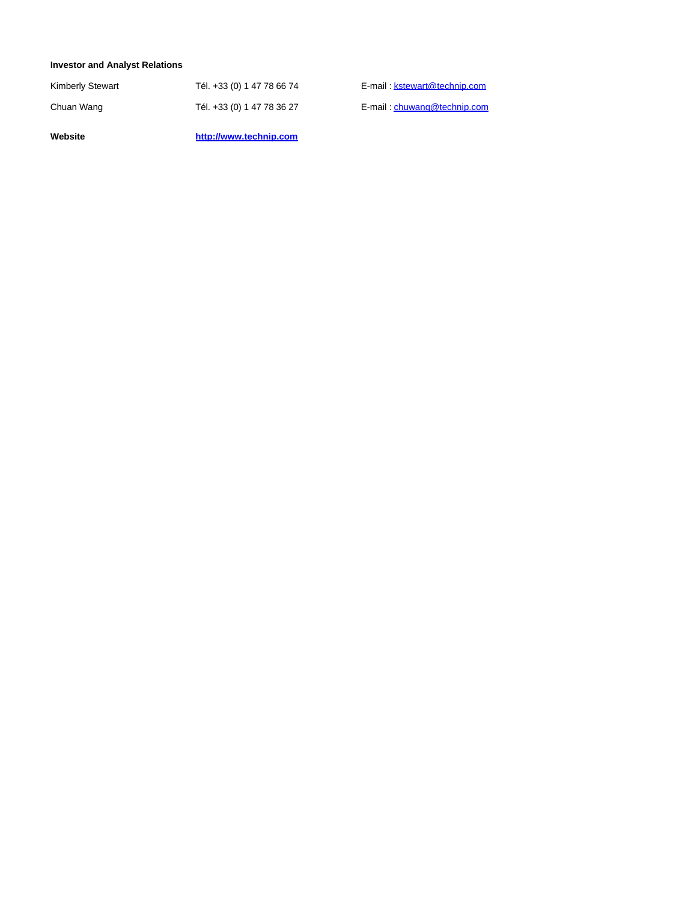**Investor and Analyst Relations**

| | | |
|---|---|---|
| Kimberly Stewart | Tél. +33 (0) 1 47 78 66 74 | E-mail : kstewart@technip.com |
| Chuan Wang | Tél. +33 (0) 1 47 78 36 27 | E-mail : chuwang@technip.com |

**Website** **http://www.technip.com**